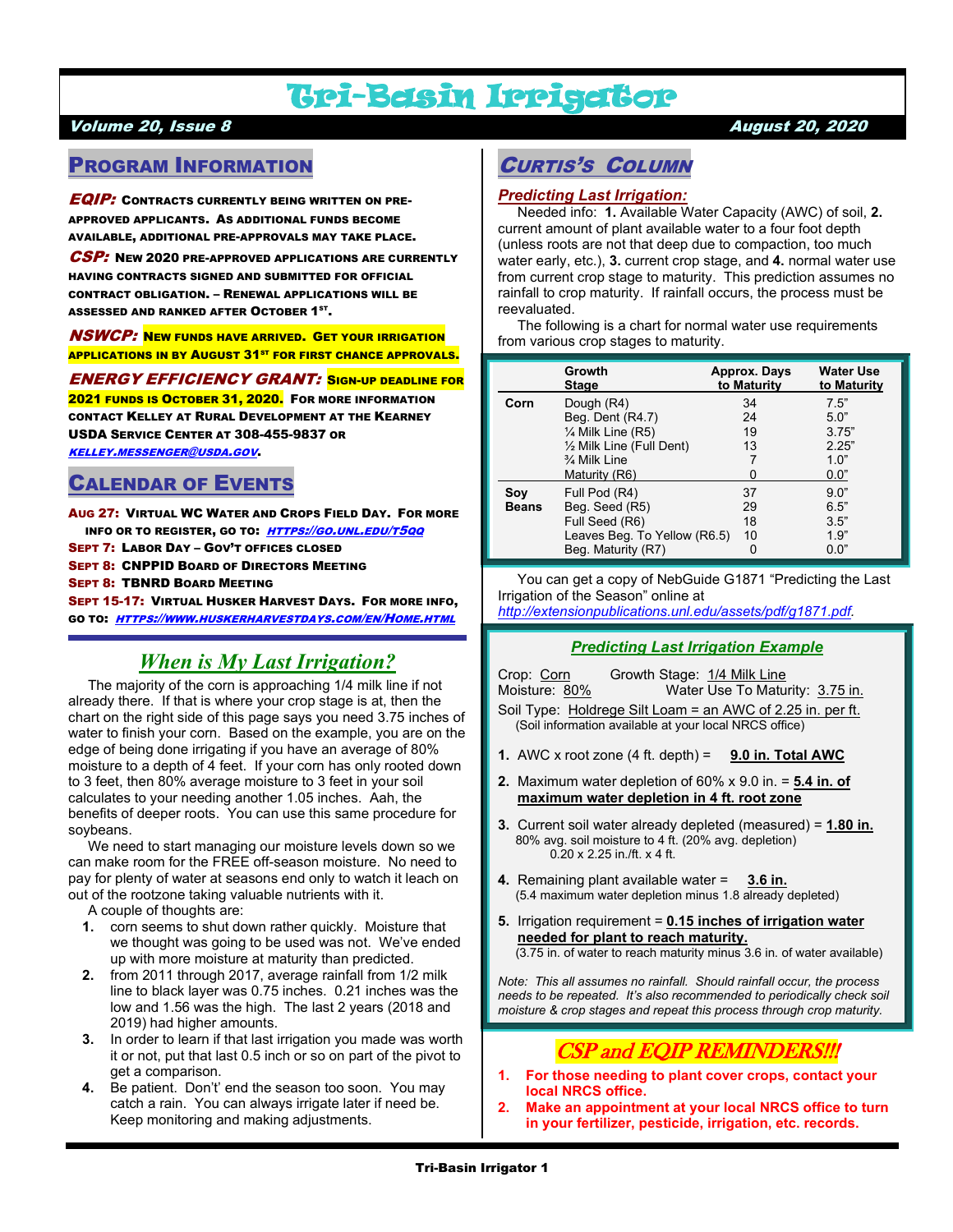# Tri-Basin Irrigator

***Volume 20, Issue 8*** ***August 20, 2020***

## Program Information

***EQIP:*** **Contracts currently being written on pre-approved applicants. As additional funds become available, additional pre-approvals may take place.**

***CSP:*** **New 2020 pre-approved applications are currently having contracts signed and submitted for official contract obligation. – Renewal applications will be assessed and ranked after October 1st.**

***NSWCP:*** **New funds have arrived. Get your irrigation applications in by August 31st for first chance approvals.**

***ENERGY EFFICIENCY GRANT:*** **Sign-up deadline for 2021 funds is October 31, 2020. For more information contact Kelley at Rural Development at the Kearney USDA Service Center at 308-455-9837 or *kelley.messenger@usda.gov*.**

## Calendar of Events

**Aug 27: Virtual WC Water and Crops Field Day. For more info or to register, go to: *https://go.unl.edu/t5qq***

**Sept 7: Labor Day – Gov't offices closed**

**Sept 8: CNPPID Board of Directors Meeting**

**Sept 8: TBNRD Board Meeting**

**Sept 15-17: Virtual Husker Harvest Days. For more info, go to: *https://www.huskerharvestdays.com/en/Home.html***

## *When is My Last Irrigation?*

The majority of the corn is approaching 1/4 milk line if not already there. If that is where your crop stage is at, then the chart on the right side of this page says you need 3.75 inches of water to finish your corn. Based on the example, you are on the edge of being done irrigating if you have an average of 80% moisture to a depth of 4 feet. If your corn has only rooted down to 3 feet, then 80% average moisture to 3 feet in your soil calculates to your needing another 1.05 inches. Aah, the benefits of deeper roots. You can use this same procedure for soybeans.

We need to start managing our moisture levels down so we can make room for the FREE off-season moisture. No need to pay for plenty of water at seasons end only to watch it leach on out of the rootzone taking valuable nutrients with it.

A couple of thoughts are:

1. corn seems to shut down rather quickly. Moisture that we thought was going to be used was not. We've ended up with more moisture at maturity than predicted.
2. from 2011 through 2017, average rainfall from 1/2 milk line to black layer was 0.75 inches. 0.21 inches was the low and 1.56 was the high. The last 2 years (2018 and 2019) had higher amounts.
3. In order to learn if that last irrigation you made was worth it or not, put that last 0.5 inch or so on part of the pivot to get a comparison.
4. Be patient. Don't' end the season too soon. You may catch a rain. You can always irrigate later if need be. Keep monitoring and making adjustments.

## *Curtis's Column*

### *Predicting Last Irrigation:*

Needed info: **1.** Available Water Capacity (AWC) of soil, **2.** current amount of plant available water to a four foot depth (unless roots are not that deep due to compaction, too much water early, etc.), **3.** current crop stage, and **4.** normal water use from current crop stage to maturity. This prediction assumes no rainfall to crop maturity. If rainfall occurs, the process must be reevaluated.

The following is a chart for normal water use requirements from various crop stages to maturity.

| | Growth Stage | Approx. Days to Maturity | Water Use to Maturity |
|---|---|---|---|
| **Corn** | Dough (R4) | 34 | 7.5" |
| | Beg. Dent (R4.7) | 24 | 5.0" |
| | ¼ Milk Line (R5) | 19 | 3.75" |
| | ½ Milk Line (Full Dent) | 13 | 2.25" |
| | ¾ Milk Line | 7 | 1.0" |
| | Maturity (R6) | 0 | 0.0" |
| **Soy Beans** | Full Pod (R4) | 37 | 9.0" |
| | Beg. Seed (R5) | 29 | 6.5" |
| | Full Seed (R6) | 18 | 3.5" |
| | Leaves Beg. To Yellow (R6.5) | 10 | 1.9" |
| | Beg. Maturity (R7) | 0 | 0.0" |

You can get a copy of NebGuide G1871 "Predicting the Last Irrigation of the Season" online at *http://extensionpublications.unl.edu/assets/pdf/g1871.pdf*.

### *Predicting Last Irrigation Example*

Crop: Corn  Growth Stage: 1/4 Milk Line

Moisture: 80%  Water Use To Maturity: 3.75 in.

Soil Type: Holdrege Silt Loam = an AWC of 2.25 in. per ft.
(Soil information available at your local NRCS office)

1. AWC x root zone (4 ft. depth) = **9.0 in. Total AWC**
2. Maximum water depletion of 60% x 9.0 in. = **5.4 in. of maximum water depletion in 4 ft. root zone**
3. Current soil water already depleted (measured) = **1.80 in.**
   80% avg. soil moisture to 4 ft. (20% avg. depletion)
   0.20 x 2.25 in./ft. x 4 ft.
4. Remaining plant available water = **3.6 in.**
   (5.4 maximum water depletion minus 1.8 already depleted)
5. Irrigation requirement = **0.15 inches of irrigation water needed for plant to reach maturity.**
   (3.75 in. of water to reach maturity minus 3.6 in. of water available)

*Note: This all assumes no rainfall. Should rainfall occur, the process needs to be repeated. It's also recommended to periodically check soil moisture & crop stages and repeat this process through crop maturity.*

## *CSP and EQIP REMINDERS!!!*

1. **For those needing to plant cover crops, contact your local NRCS office.**
2. **Make an appointment at your local NRCS office to turn in your fertilizer, pesticide, irrigation, etc. records.**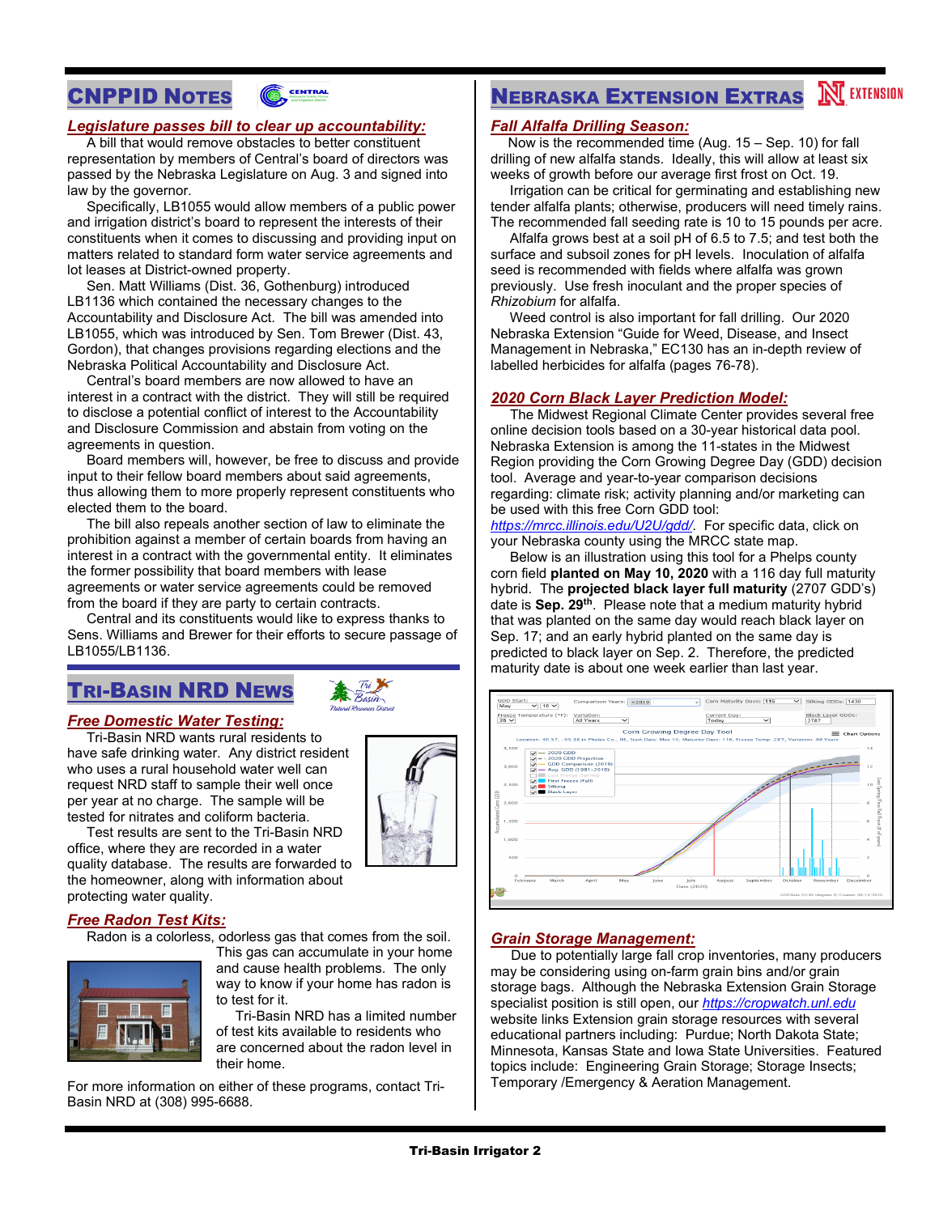## CNPPID Notes

### *Legislature passes bill to clear up accountability:*

A bill that would remove obstacles to better constituent representation by members of Central's board of directors was passed by the Nebraska Legislature on Aug. 3 and signed into law by the governor.

Specifically, LB1055 would allow members of a public power and irrigation district's board to represent the interests of their constituents when it comes to discussing and providing input on matters related to standard form water service agreements and lot leases at District-owned property.

Sen. Matt Williams (Dist. 36, Gothenburg) introduced LB1136 which contained the necessary changes to the Accountability and Disclosure Act. The bill was amended into LB1055, which was introduced by Sen. Tom Brewer (Dist. 43, Gordon), that changes provisions regarding elections and the Nebraska Political Accountability and Disclosure Act.

Central's board members are now allowed to have an interest in a contract with the district. They will still be required to disclose a potential conflict of interest to the Accountability and Disclosure Commission and abstain from voting on the agreements in question.

Board members will, however, be free to discuss and provide input to their fellow board members about said agreements, thus allowing them to more properly represent constituents who elected them to the board.

The bill also repeals another section of law to eliminate the prohibition against a member of certain boards from having an interest in a contract with the governmental entity. It eliminates the former possibility that board members with lease agreements or water service agreements could be removed from the board if they are party to certain contracts.

Central and its constituents would like to express thanks to Sens. Williams and Brewer for their efforts to secure passage of LB1055/LB1136.

## Tri-Basin NRD News

### *Free Domestic Water Testing:*

Tri-Basin NRD wants rural residents to have safe drinking water. Any district resident who uses a rural household water well can request NRD staff to sample their well once per year at no charge. The sample will be tested for nitrates and coliform bacteria.

Test results are sent to the Tri-Basin NRD office, where they are recorded in a water quality database. The results are forwarded to the homeowner, along with information about protecting water quality.

### *Free Radon Test Kits:*

Radon is a colorless, odorless gas that comes from the soil. This gas can accumulate in your home and cause health problems. The only way to know if your home has radon is to test for it.

Tri-Basin NRD has a limited number of test kits available to residents who are concerned about the radon level in their home.

For more information on either of these programs, contact Tri-Basin NRD at (308) 995-6688.

## Nebraska Extension Extras

### *Fall Alfalfa Drilling Season:*

Now is the recommended time (Aug. 15 – Sep. 10) for fall drilling of new alfalfa stands. Ideally, this will allow at least six weeks of growth before our average first frost on Oct. 19.

Irrigation can be critical for germinating and establishing new tender alfalfa plants; otherwise, producers will need timely rains. The recommended fall seeding rate is 10 to 15 pounds per acre.

Alfalfa grows best at a soil pH of 6.5 to 7.5; and test both the surface and subsoil zones for pH levels. Inoculation of alfalfa seed is recommended with fields where alfalfa was grown previously. Use fresh inoculant and the proper species of *Rhizobium* for alfalfa.

Weed control is also important for fall drilling. Our 2020 Nebraska Extension "Guide for Weed, Disease, and Insect Management in Nebraska," EC130 has an in-depth review of labelled herbicides for alfalfa (pages 76-78).

### *2020 Corn Black Layer Prediction Model:*

The Midwest Regional Climate Center provides several free online decision tools based on a 30-year historical data pool. Nebraska Extension is among the 11-states in the Midwest Region providing the Corn Growing Degree Day (GDD) decision tool. Average and year-to-year comparison decisions regarding: climate risk; activity planning and/or marketing can be used with this free Corn GDD tool: *https://mrcc.illinois.edu/U2U/gdd/*. For specific data, click on your Nebraska county using the MRCC state map.

Below is an illustration using this tool for a Phelps county corn field **planted on May 10, 2020** with a 116 day full maturity hybrid. The **projected black layer full maturity** (2707 GDD's) date is **Sep. 29th**. Please note that a medium maturity hybrid that was planted on the same day would reach black layer on Sep. 17; and an early hybrid planted on the same day is predicted to black layer on Sep. 2. Therefore, the predicted maturity date is about one week earlier than last year.

### *Grain Storage Management:*

Due to potentially large fall crop inventories, many producers may be considering using on-farm grain bins and/or grain storage bags. Although the Nebraska Extension Grain Storage specialist position is still open, our *https://cropwatch.unl.edu* website links Extension grain storage resources with several educational partners including: Purdue; North Dakota State; Minnesota, Kansas State and Iowa State Universities. Featured topics include: Engineering Grain Storage; Storage Insects; Temporary /Emergency & Aeration Management.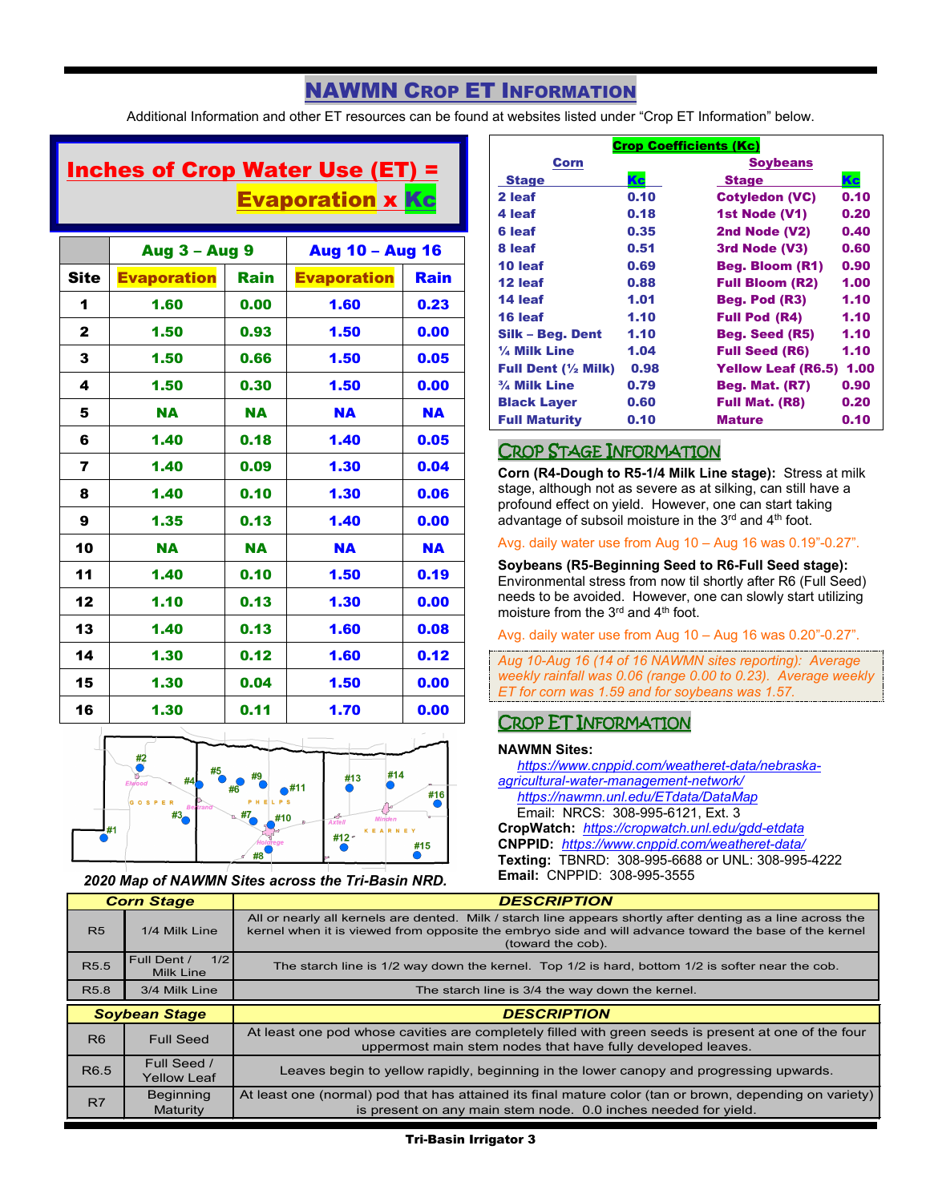# NAWMN Crop ET Information

Additional Information and other ET resources can be found at websites listed under "Crop ET Information" below.

**Inches of Crop Water Use (ET) = Evaporation x Kc**

| | Aug 3 – Aug 9 | | Aug 10 – Aug 16 | |
|---|---|---|---|---|
| **Site** | **Evaporation** | **Rain** | **Evaporation** | **Rain** |
| 1 | 1.60 | 0.00 | 1.60 | 0.23 |
| 2 | 1.50 | 0.93 | 1.50 | 0.00 |
| 3 | 1.50 | 0.66 | 1.50 | 0.05 |
| 4 | 1.50 | 0.30 | 1.50 | 0.00 |
| 5 | NA | NA | NA | NA |
| 6 | 1.40 | 0.18 | 1.40 | 0.05 |
| 7 | 1.40 | 0.09 | 1.30 | 0.04 |
| 8 | 1.40 | 0.10 | 1.30 | 0.06 |
| 9 | 1.35 | 0.13 | 1.40 | 0.00 |
| 10 | NA | NA | NA | NA |
| 11 | 1.40 | 0.10 | 1.50 | 0.19 |
| 12 | 1.10 | 0.13 | 1.30 | 0.00 |
| 13 | 1.40 | 0.13 | 1.60 | 0.08 |
| 14 | 1.30 | 0.12 | 1.60 | 0.12 |
| 15 | 1.30 | 0.04 | 1.50 | 0.00 |
| 16 | 1.30 | 0.11 | 1.70 | 0.00 |

*2020 Map of NAWMN Sites across the Tri-Basin NRD.*

**Crop Coefficients (Kc)**

| Corn Stage | Kc | Soybeans Stage | Kc |
|---|---|---|---|
| 2 leaf | 0.10 | Cotyledon (VC) | 0.10 |
| 4 leaf | 0.18 | 1st Node (V1) | 0.20 |
| 6 leaf | 0.35 | 2nd Node (V2) | 0.40 |
| 8 leaf | 0.51 | 3rd Node (V3) | 0.60 |
| 10 leaf | 0.69 | Beg. Bloom (R1) | 0.90 |
| 12 leaf | 0.88 | Full Bloom (R2) | 1.00 |
| 14 leaf | 1.01 | Beg. Pod (R3) | 1.10 |
| 16 leaf | 1.10 | Full Pod (R4) | 1.10 |
| Silk – Beg. Dent | 1.10 | Beg. Seed (R5) | 1.10 |
| ¼ Milk Line | 1.04 | Full Seed (R6) | 1.10 |
| Full Dent (½ Milk) | 0.98 | Yellow Leaf (R6.5) | 1.00 |
| ¾ Milk Line | 0.79 | Beg. Mat. (R7) | 0.90 |
| Black Layer | 0.60 | Full Mat. (R8) | 0.20 |
| Full Maturity | 0.10 | Mature | 0.10 |

## Crop Stage Information

**Corn (R4-Dough to R5-1/4 Milk Line stage):** Stress at milk stage, although not as severe as at silking, can still have a profound effect on yield. However, one can start taking advantage of subsoil moisture in the 3rd and 4th foot.

Avg. daily water use from Aug 10 – Aug 16 was 0.19"-0.27".

**Soybeans (R5-Beginning Seed to R6-Full Seed stage):** Environmental stress from now til shortly after R6 (Full Seed) needs to be avoided. However, one can slowly start utilizing moisture from the 3rd and 4th foot.

Avg. daily water use from Aug 10 – Aug 16 was 0.20"-0.27".

*Aug 10-Aug 16 (14 of 16 NAWMN sites reporting): Average weekly rainfall was 0.06 (range 0.00 to 0.23). Average weekly ET for corn was 1.59 and for soybeans was 1.57.*

## Crop ET Information

**NAWMN Sites:**
https://www.cnppid.com/weatheret-data/nebraska-agricultural-water-management-network/
https://nawmn.unl.edu/ETdata/DataMap
Email: NRCS: 308-995-6121, Ext. 3
**CropWatch:** https://cropwatch.unl.edu/gdd-etdata
**CNPPID:** https://www.cnppid.com/weather-data/
**Texting:** TBNRD: 308-995-6688 or UNL: 308-995-4222
**Email:** CNPPID: 308-995-3555

| Corn Stage | | DESCRIPTION |
|---|---|---|
| R5 | 1/4 Milk Line | All or nearly all kernels are dented. Milk / starch line appears shortly after denting as a line across the kernel when it is viewed from opposite the embryo side and will advance toward the base of the kernel (toward the cob). |
| R5.5 | Full Dent / 1/2 Milk Line | The starch line is 1/2 way down the kernel. Top 1/2 is hard, bottom 1/2 is softer near the cob. |
| R5.8 | 3/4 Milk Line | The starch line is 3/4 the way down the kernel. |

| Soybean Stage | | DESCRIPTION |
|---|---|---|
| R6 | Full Seed | At least one pod whose cavities are completely filled with green seeds is present at one of the four uppermost main stem nodes that have fully developed leaves. |
| R6.5 | Full Seed / Yellow Leaf | Leaves begin to yellow rapidly, beginning in the lower canopy and progressing upwards. |
| R7 | Beginning Maturity | At least one (normal) pod that has attained its final mature color (tan or brown, depending on variety) is present on any main stem node. 0.0 inches needed for yield. |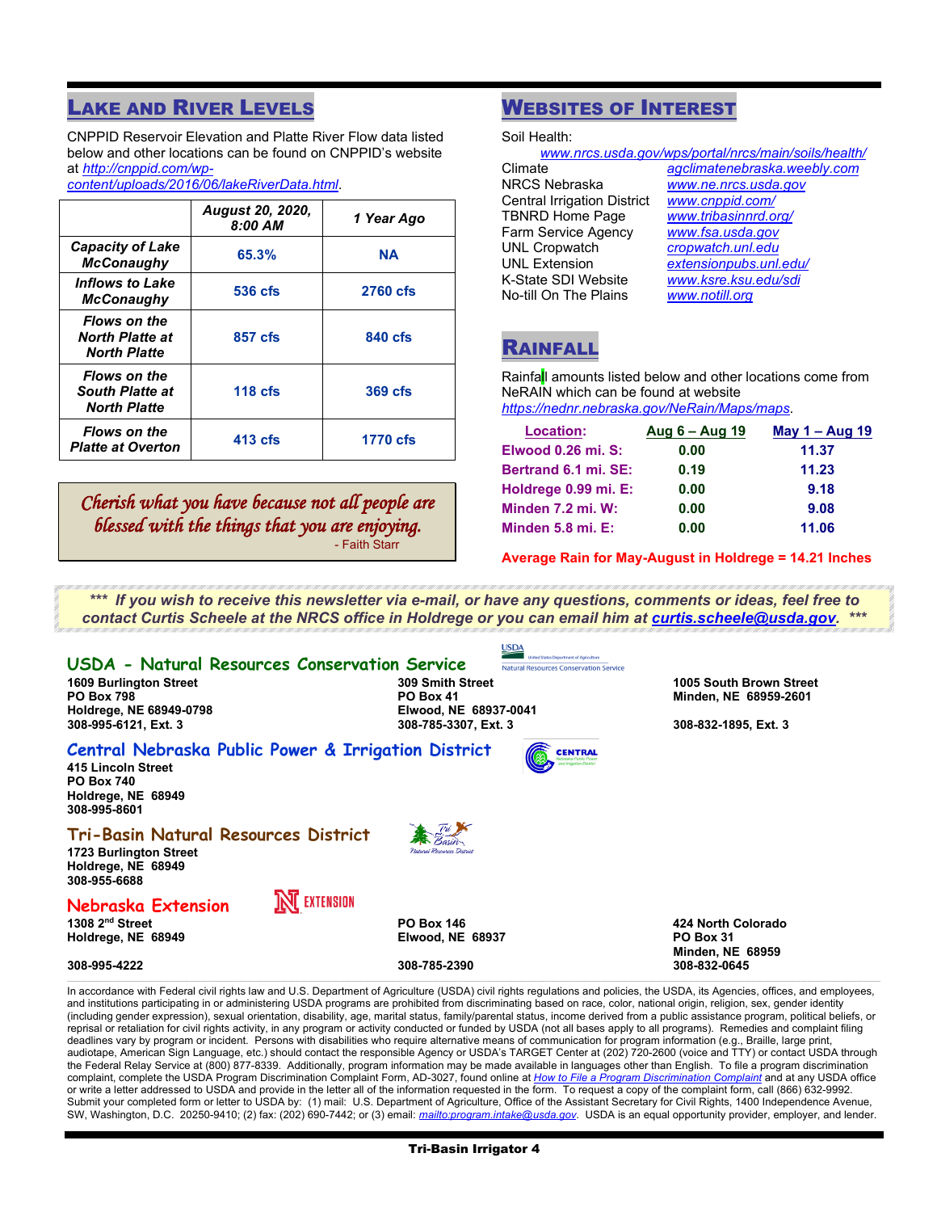## Lake and River Levels

CNPPID Reservoir Elevation and Platte River Flow data listed below and other locations can be found on CNPPID's website at http://cnppid.com/wp-content/uploads/2016/06/lakeRiverData.html.

| | August 20, 2020, 8:00 AM | 1 Year Ago |
|---|---|---|
| Capacity of Lake McConaughy | 65.3% | NA |
| Inflows to Lake McConaughy | 536 cfs | 2760 cfs |
| Flows on the North Platte at North Platte | 857 cfs | 840 cfs |
| Flows on the South Platte at North Platte | 118 cfs | 369 cfs |
| Flows on the Platte at Overton | 413 cfs | 1770 cfs |

*Cherish what you have because not all people are blessed with the things that you are enjoying.*
- Faith Starr

## Websites of Interest

Soil Health: www.nrcs.usda.gov/wps/portal/nrcs/main/soils/health/

| | |
|---|---|
| Climate | agclimatenebraska.weebly.com |
| NRCS Nebraska | www.ne.nrcs.usda.gov |
| Central Irrigation District | www.cnppid.com/ |
| TBNRD Home Page | www.tribasinnrd.org/ |
| Farm Service Agency | www.fsa.usda.gov |
| UNL Cropwatch | cropwatch.unl.edu |
| UNL Extension | extensionpubs.unl.edu/ |
| K-State SDI Website | www.ksre.ksu.edu/sdi |
| No-till On The Plains | www.notill.org |

## Rainfall

Rainfall amounts listed below and other locations come from NeRAIN which can be found at website https://nednr.nebraska.gov/NeRain/Maps/maps.

| Location: | Aug 6 – Aug 19 | May 1 – Aug 19 |
|---|---|---|
| Elwood 0.26 mi. S: | 0.00 | 11.37 |
| Bertrand 6.1 mi. SE: | 0.19 | 11.23 |
| Holdrege 0.99 mi. E: | 0.00 | 9.18 |
| Minden 7.2 mi. W: | 0.00 | 9.08 |
| Minden 5.8 mi. E: | 0.00 | 11.06 |

**Average Rain for May-August in Holdrege = 14.21 Inches**

***\*\*\* If you wish to receive this newsletter via e-mail, or have any questions, comments or ideas, feel free to contact Curtis Scheele at the NRCS office in Holdrege or you can email him at curtis.scheele@usda.gov. \*\*\****

## USDA - Natural Resources Conservation Service

**1609 Burlington Street**
**PO Box 798**
**Holdrege, NE 68949-0798**
**308-995-6121, Ext. 3**

**309 Smith Street**
**PO Box 41**
**Elwood, NE 68937-0041**
**308-785-3307, Ext. 3**

**1005 South Brown Street**
**Minden, NE 68959-2601**
**308-832-1895, Ext. 3**

## Central Nebraska Public Power & Irrigation District

**415 Lincoln Street**
**PO Box 740**
**Holdrege, NE 68949**
**308-995-8601**

## Tri-Basin Natural Resources District

**1723 Burlington Street**
**Holdrege, NE 68949**
**308-955-6688**

## Nebraska Extension

**1308 2nd Street**
**Holdrege, NE 68949**
**308-995-4222**

**PO Box 146**
**Elwood, NE 68937**
**308-785-2390**

**424 North Colorado**
**PO Box 31**
**Minden, NE 68959**
**308-832-0645**

In accordance with Federal civil rights law and U.S. Department of Agriculture (USDA) civil rights regulations and policies, the USDA, its Agencies, offices, and employees, and institutions participating in or administering USDA programs are prohibited from discriminating based on race, color, national origin, religion, sex, gender identity (including gender expression), sexual orientation, disability, age, marital status, family/parental status, income derived from a public assistance program, political beliefs, or reprisal or retaliation for prior civil rights activity, in any program or activity conducted or funded by USDA (not all bases apply to all programs). Remedies and complaint filing deadlines vary by program or incident. Persons with disabilities who require alternative means of communication for program information (e.g., Braille, large print, audiotape, American Sign Language, etc.) should contact the responsible Agency or USDA's TARGET Center at (202) 720-2600 (voice and TTY) or contact USDA through the Federal Relay Service at (800) 877-8339. Additionally, program information may be made available in languages other than English. To file a program discrimination complaint, complete the USDA Program Discrimination Complaint Form, AD-3027, found online at How to File a Program Discrimination Complaint and at any USDA office or write a letter addressed to USDA and provide in the letter all of the information requested in the form. To request a copy of the complaint form, call (866) 632-9992. Submit your completed form or letter to USDA by: (1) mail: U.S. Department of Agriculture, Office of the Assistant Secretary for Civil Rights, 1400 Independence Avenue, SW, Washington, D.C. 20250-9410; (2) fax: (202) 690-7442; or (3) email: mailto:program.intake@usda.gov. USDA is an equal opportunity provider, employer, and lender.